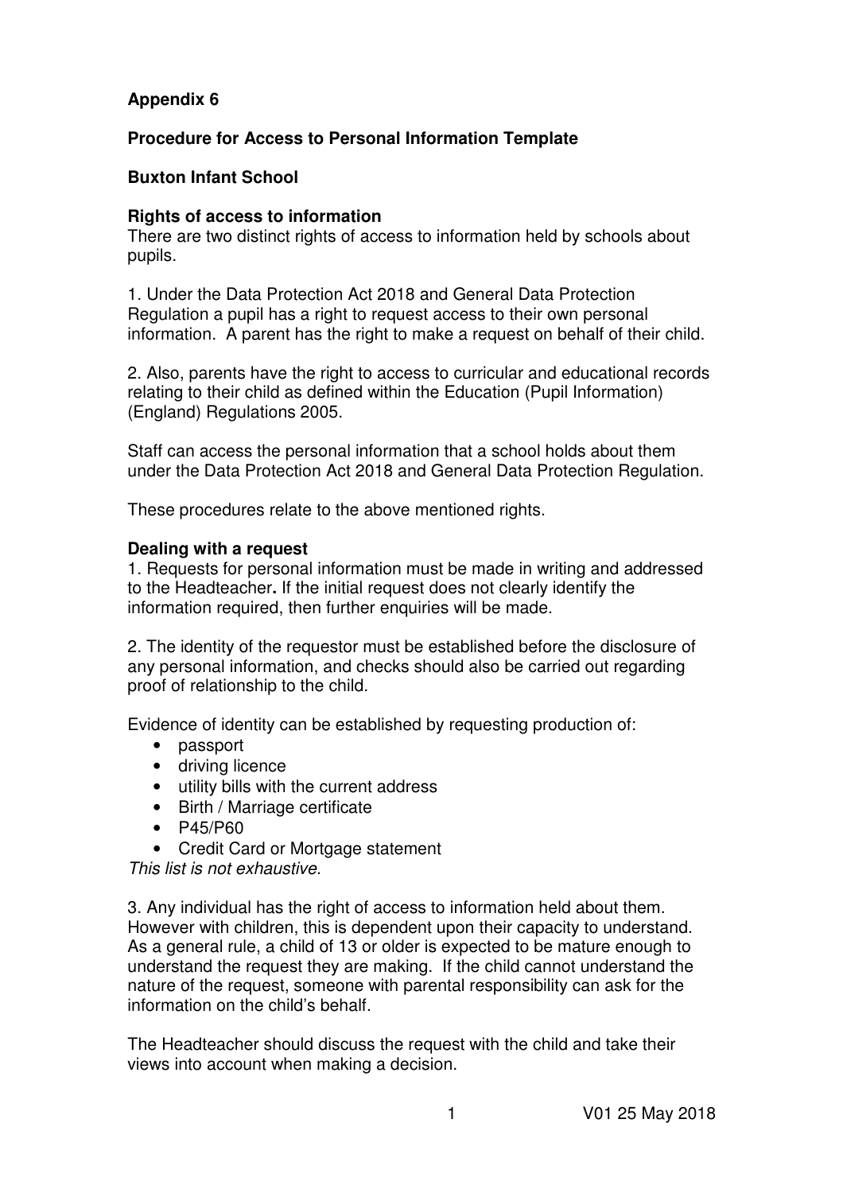**Appendix 6**

**Procedure for Access to Personal Information Template**

**Buxton Infant School**

**Rights of access to information**

There are two distinct rights of access to information held by schools about pupils.

1. Under the Data Protection Act 2018 and General Data Protection Regulation a pupil has a right to request access to their own personal information. A parent has the right to make a request on behalf of their child.

2. Also, parents have the right to access to curricular and educational records relating to their child as defined within the Education (Pupil Information) (England) Regulations 2005.

Staff can access the personal information that a school holds about them under the Data Protection Act 2018 and General Data Protection Regulation.

These procedures relate to the above mentioned rights.

**Dealing with a request**

1. Requests for personal information must be made in writing and addressed to the Headteacher**.** If the initial request does not clearly identify the information required, then further enquiries will be made.

2. The identity of the requestor must be established before the disclosure of any personal information, and checks should also be carried out regarding proof of relationship to the child.

Evidence of identity can be established by requesting production of:

- passport
- driving licence
- utility bills with the current address
- Birth / Marriage certificate
- P45/P60
- Credit Card or Mortgage statement

*This list is not exhaustive*.

3. Any individual has the right of access to information held about them. However with children, this is dependent upon their capacity to understand. As a general rule, a child of 13 or older is expected to be mature enough to understand the request they are making. If the child cannot understand the nature of the request, someone with parental responsibility can ask for the information on the child's behalf.

The Headteacher should discuss the request with the child and take their views into account when making a decision.

V01 25 May 2018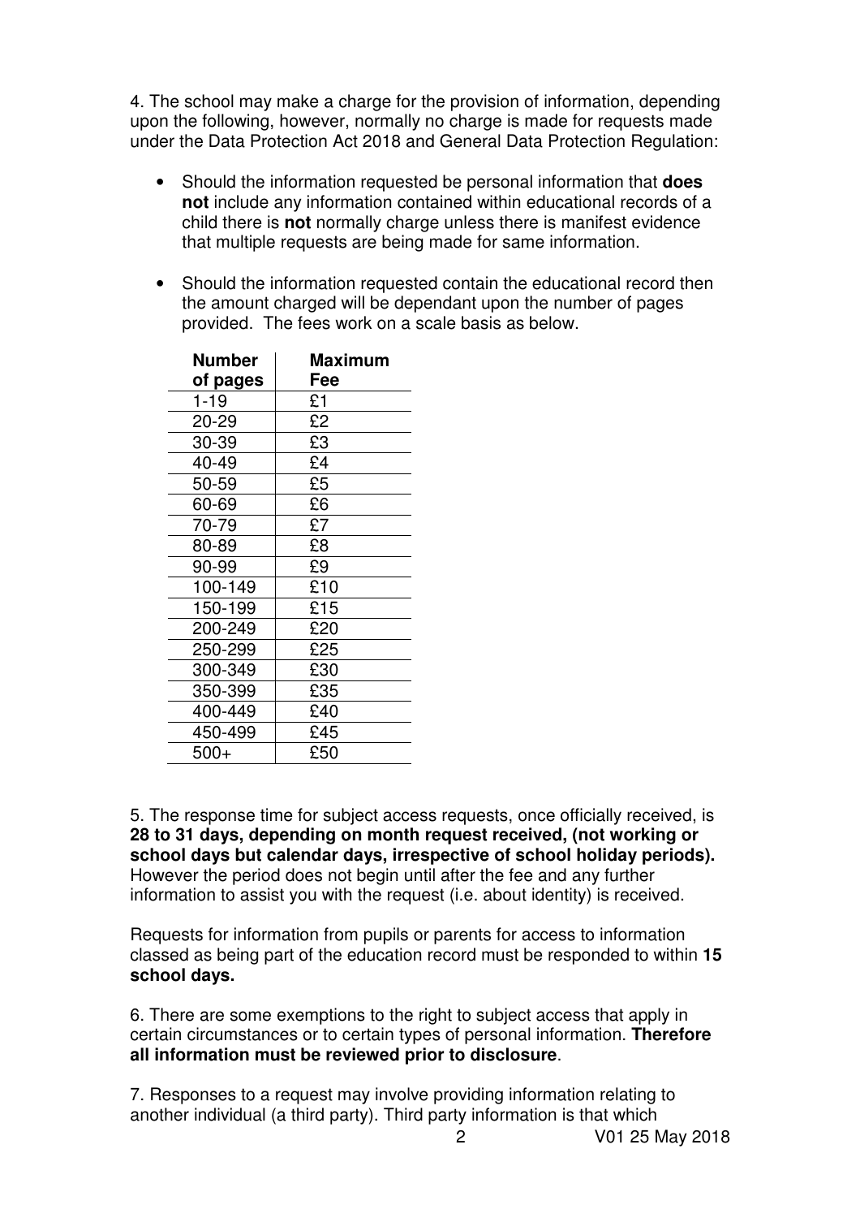4. The school may make a charge for the provision of information, depending upon the following, however, normally no charge is made for requests made under the Data Protection Act 2018 and General Data Protection Regulation:

- Should the information requested be personal information that **does not** include any information contained within educational records of a child there is **not** normally charge unless there is manifest evidence that multiple requests are being made for same information.

- Should the information requested contain the educational record then the amount charged will be dependant upon the number of pages provided. The fees work on a scale basis as below.

| Number of pages | Maximum Fee |
|---|---|
| 1-19 | £1 |
| 20-29 | £2 |
| 30-39 | £3 |
| 40-49 | £4 |
| 50-59 | £5 |
| 60-69 | £6 |
| 70-79 | £7 |
| 80-89 | £8 |
| 90-99 | £9 |
| 100-149 | £10 |
| 150-199 | £15 |
| 200-249 | £20 |
| 250-299 | £25 |
| 300-349 | £30 |
| 350-399 | £35 |
| 400-449 | £40 |
| 450-499 | £45 |
| 500+ | £50 |

5. The response time for subject access requests, once officially received, is **28 to 31 days, depending on month request received, (not working or school days but calendar days, irrespective of school holiday periods).** However the period does not begin until after the fee and any further information to assist you with the request (i.e. about identity) is received.

Requests for information from pupils or parents for access to information classed as being part of the education record must be responded to within **15 school days.**

6. There are some exemptions to the right to subject access that apply in certain circumstances or to certain types of personal information. **Therefore all information must be reviewed prior to disclosure**.

7. Responses to a request may involve providing information relating to another individual (a third party). Third party information is that which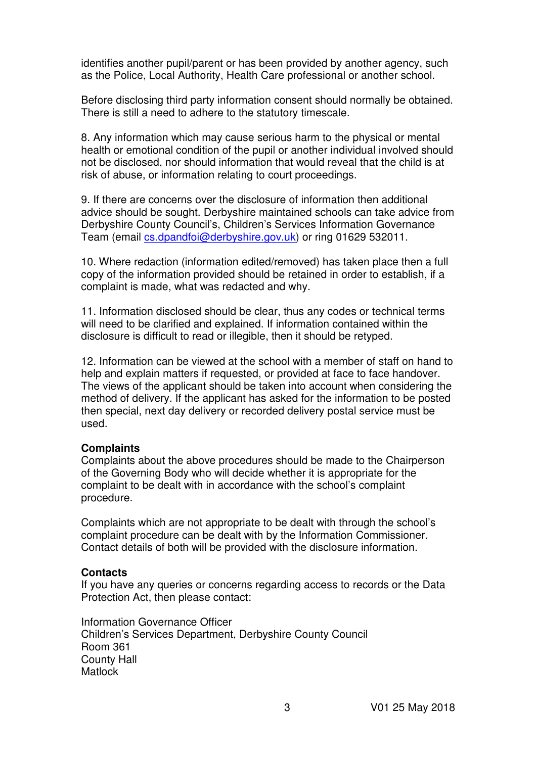identifies another pupil/parent or has been provided by another agency, such as the Police, Local Authority, Health Care professional or another school.

Before disclosing third party information consent should normally be obtained. There is still a need to adhere to the statutory timescale.

8. Any information which may cause serious harm to the physical or mental health or emotional condition of the pupil or another individual involved should not be disclosed, nor should information that would reveal that the child is at risk of abuse, or information relating to court proceedings.

9. If there are concerns over the disclosure of information then additional advice should be sought. Derbyshire maintained schools can take advice from Derbyshire County Council's, Children's Services Information Governance Team (email cs.dpandfoi@derbyshire.gov.uk) or ring 01629 532011.

10. Where redaction (information edited/removed) has taken place then a full copy of the information provided should be retained in order to establish, if a complaint is made, what was redacted and why.

11. Information disclosed should be clear, thus any codes or technical terms will need to be clarified and explained. If information contained within the disclosure is difficult to read or illegible, then it should be retyped.

12. Information can be viewed at the school with a member of staff on hand to help and explain matters if requested, or provided at face to face handover. The views of the applicant should be taken into account when considering the method of delivery. If the applicant has asked for the information to be posted then special, next day delivery or recorded delivery postal service must be used.

**Complaints**

Complaints about the above procedures should be made to the Chairperson of the Governing Body who will decide whether it is appropriate for the complaint to be dealt with in accordance with the school's complaint procedure.

Complaints which are not appropriate to be dealt with through the school's complaint procedure can be dealt with by the Information Commissioner. Contact details of both will be provided with the disclosure information.

**Contacts**

If you have any queries or concerns regarding access to records or the Data Protection Act, then please contact:

Information Governance Officer
Children's Services Department, Derbyshire County Council
Room 361
County Hall
Matlock

V01 25 May 2018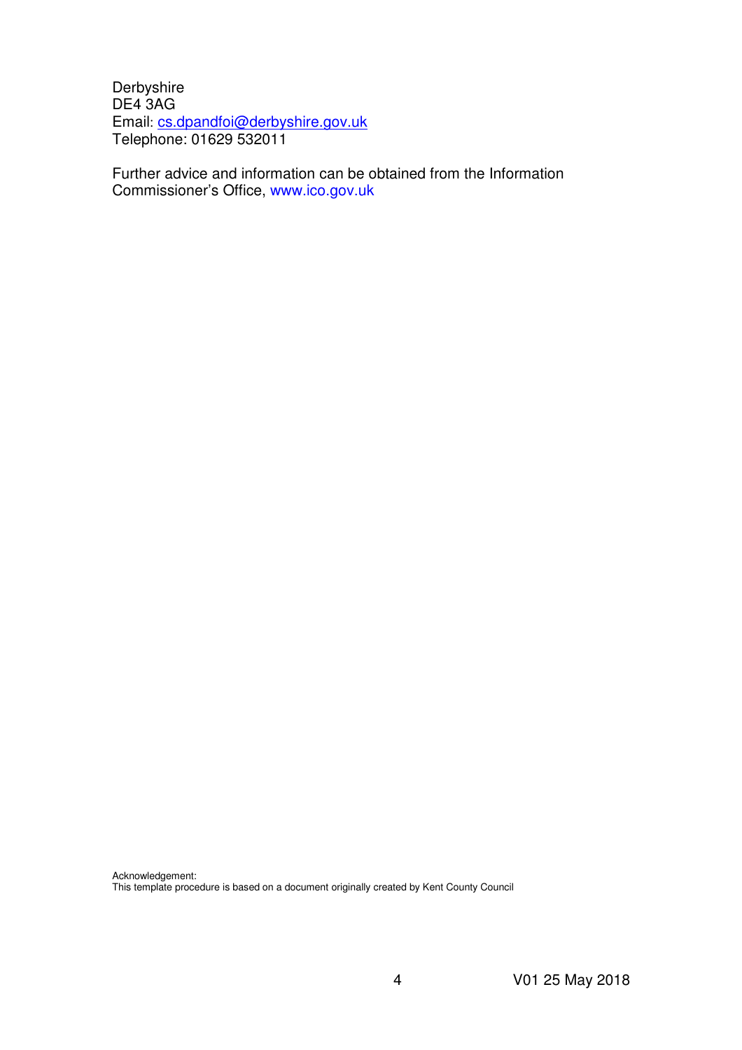Derbyshire
DE4 3AG
Email: cs.dpandfoi@derbyshire.gov.uk
Telephone: 01629 532011

Further advice and information can be obtained from the Information Commissioner's Office, www.ico.gov.uk

Acknowledgement:
This template procedure is based on a document originally created by Kent County Council